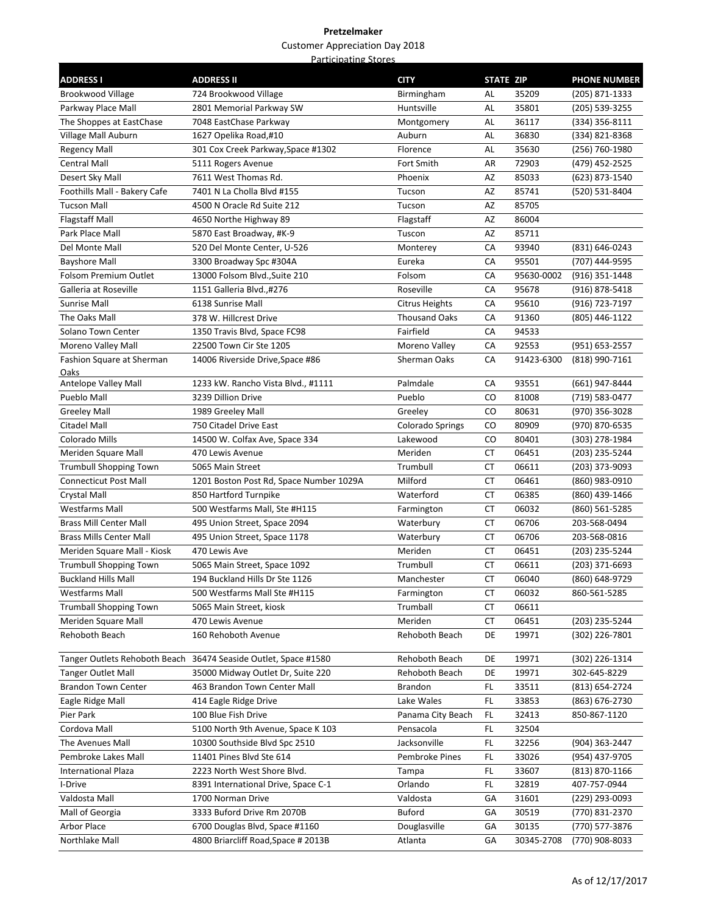**Pretzelmaker**

Customer Appreciation Day 2018

Participating Stores

| ADDRESS I | ADDRESS II | CITY | STATE | ZIP | PHONE NUMBER |
|---|---|---|---|---|---|
| Brookwood Village | 724 Brookwood Village | Birmingham | AL | 35209 | (205) 871-1333 |
| Parkway Place Mall | 2801 Memorial Parkway SW | Huntsville | AL | 35801 | (205) 539-3255 |
| The Shoppes at EastChase | 7048 EastChase Parkway | Montgomery | AL | 36117 | (334) 356-8111 |
| Village Mall Auburn | 1627 Opelika Road,#10 | Auburn | AL | 36830 | (334) 821-8368 |
| Regency Mall | 301 Cox Creek Parkway,Space #1302 | Florence | AL | 35630 | (256) 760-1980 |
| Central Mall | 5111 Rogers Avenue | Fort Smith | AR | 72903 | (479) 452-2525 |
| Desert Sky Mall | 7611 West Thomas Rd. | Phoenix | AZ | 85033 | (623) 873-1540 |
| Foothills Mall - Bakery Cafe | 7401 N La Cholla Blvd #155 | Tucson | AZ | 85741 | (520) 531-8404 |
| Tucson Mall | 4500 N Oracle Rd Suite 212 | Tucson | AZ | 85705 | |
| Flagstaff Mall | 4650 Northe Highway 89 | Flagstaff | AZ | 86004 | |
| Park Place Mall | 5870 East Broadway, #K-9 | Tuscon | AZ | 85711 | |
| Del Monte Mall | 520 Del Monte Center, U-526 | Monterey | CA | 93940 | (831) 646-0243 |
| Bayshore Mall | 3300 Broadway Spc #304A | Eureka | CA | 95501 | (707) 444-9595 |
| Folsom Premium Outlet | 13000 Folsom Blvd.,Suite 210 | Folsom | CA | 95630-0002 | (916) 351-1448 |
| Galleria at Roseville | 1151 Galleria Blvd.,#276 | Roseville | CA | 95678 | (916) 878-5418 |
| Sunrise Mall | 6138 Sunrise Mall | Citrus Heights | CA | 95610 | (916) 723-7197 |
| The Oaks Mall | 378 W. Hillcrest Drive | Thousand Oaks | CA | 91360 | (805) 446-1122 |
| Solano Town Center | 1350 Travis Blvd, Space FC98 | Fairfield | CA | 94533 | |
| Moreno Valley Mall | 22500 Town Cir Ste 1205 | Moreno Valley | CA | 92553 | (951) 653-2557 |
| Fashion Square at Sherman Oaks | 14006 Riverside Drive,Space #86 | Sherman Oaks | CA | 91423-6300 | (818) 990-7161 |
| Antelope Valley Mall | 1233 kW. Rancho Vista Blvd., #1111 | Palmdale | CA | 93551 | (661) 947-8444 |
| Pueblo Mall | 3239 Dillion Drive | Pueblo | CO | 81008 | (719) 583-0477 |
| Greeley Mall | 1989 Greeley Mall | Greeley | CO | 80631 | (970) 356-3028 |
| Citadel Mall | 750 Citadel Drive East | Colorado Springs | CO | 80909 | (970) 870-6535 |
| Colorado Mills | 14500 W. Colfax Ave, Space 334 | Lakewood | CO | 80401 | (303) 278-1984 |
| Meriden Square Mall | 470 Lewis Avenue | Meriden | CT | 06451 | (203) 235-5244 |
| Trumbull Shopping Town | 5065 Main Street | Trumbull | CT | 06611 | (203) 373-9093 |
| Connecticut Post Mall | 1201 Boston Post Rd, Space Number 1029A | Milford | CT | 06461 | (860) 983-0910 |
| Crystal Mall | 850 Hartford Turnpike | Waterford | CT | 06385 | (860) 439-1466 |
| Westfarms Mall | 500 Westfarms Mall, Ste #H115 | Farmington | CT | 06032 | (860) 561-5285 |
| Brass Mill Center Mall | 495 Union Street, Space 2094 | Waterbury | CT | 06706 | 203-568-0494 |
| Brass Mills Center Mall | 495 Union Street, Space 1178 | Waterbury | CT | 06706 | 203-568-0816 |
| Meriden Square Mall - Kiosk | 470 Lewis Ave | Meriden | CT | 06451 | (203) 235-5244 |
| Trumbull Shopping Town | 5065 Main Street, Space 1092 | Trumbull | CT | 06611 | (203) 371-6693 |
| Buckland Hills Mall | 194 Buckland Hills Dr Ste 1126 | Manchester | CT | 06040 | (860) 648-9729 |
| Westfarms Mall | 500 Westfarms Mall Ste #H115 | Farmington | CT | 06032 | 860-561-5285 |
| Trumball Shopping Town | 5065 Main Street, kiosk | Trumball | CT | 06611 | |
| Meriden Square Mall | 470 Lewis Avenue | Meriden | CT | 06451 | (203) 235-5244 |
| Rehoboth Beach | 160 Rehoboth Avenue | Rehoboth Beach | DE | 19971 | (302) 226-7801 |
| Tanger Outlets Rehoboth Beach | 36474 Seaside Outlet, Space #1580 | Rehoboth Beach | DE | 19971 | (302) 226-1314 |
| Tanger Outlet Mall | 35000 Midway Outlet Dr, Suite 220 | Rehoboth Beach | DE | 19971 | 302-645-8229 |
| Brandon Town Center | 463 Brandon Town Center Mall | Brandon | FL | 33511 | (813) 654-2724 |
| Eagle Ridge Mall | 414 Eagle Ridge Drive | Lake Wales | FL | 33853 | (863) 676-2730 |
| Pier Park | 100 Blue Fish Drive | Panama City Beach | FL | 32413 | 850-867-1120 |
| Cordova Mall | 5100 North 9th Avenue, Space K 103 | Pensacola | FL | 32504 | |
| The Avenues Mall | 10300 Southside Blvd Spc 2510 | Jacksonville | FL | 32256 | (904) 363-2447 |
| Pembroke Lakes Mall | 11401 Pines Blvd Ste 614 | Pembroke Pines | FL | 33026 | (954) 437-9705 |
| International Plaza | 2223 North West Shore Blvd. | Tampa | FL | 33607 | (813) 870-1166 |
| I-Drive | 8391 International Drive, Space C-1 | Orlando | FL | 32819 | 407-757-0944 |
| Valdosta Mall | 1700 Norman Drive | Valdosta | GA | 31601 | (229) 293-0093 |
| Mall of Georgia | 3333 Buford Drive Rm 2070B | Buford | GA | 30519 | (770) 831-2370 |
| Arbor Place | 6700 Douglas Blvd, Space #1160 | Douglasville | GA | 30135 | (770) 577-3876 |
| Northlake Mall | 4800 Briarcliff Road,Space # 2013B | Atlanta | GA | 30345-2708 | (770) 908-8033 |

As of 12/17/2017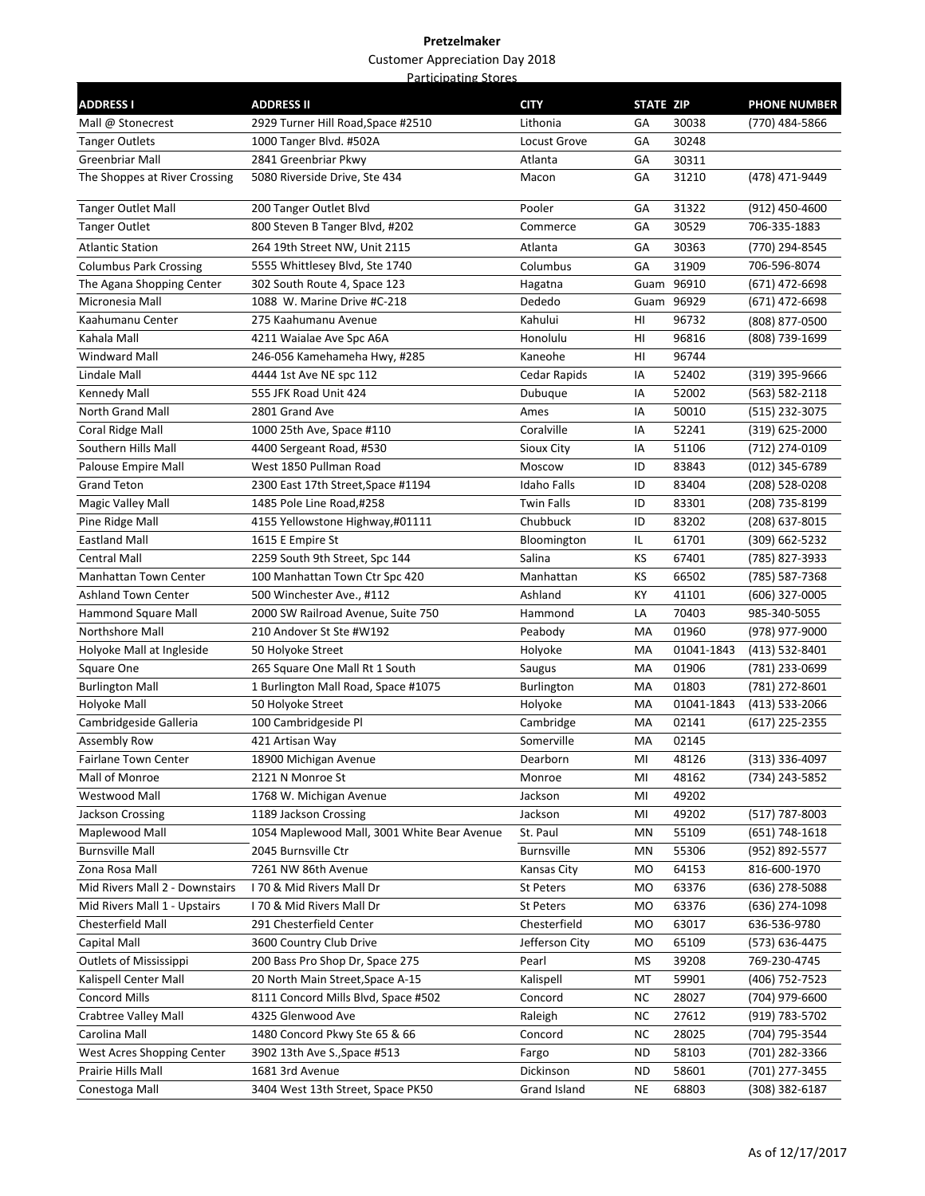**Pretzelmaker**

Customer Appreciation Day 2018

Participating Stores

| ADDRESS I | ADDRESS II | CITY | STATE | ZIP | PHONE NUMBER |
|---|---|---|---|---|---|
| Mall @ Stonecrest | 2929 Turner Hill Road,Space #2510 | Lithonia | GA | 30038 | (770) 484-5866 |
| Tanger Outlets | 1000 Tanger Blvd. #502A | Locust Grove | GA | 30248 | |
| Greenbriar Mall | 2841 Greenbriar Pkwy | Atlanta | GA | 30311 | |
| The Shoppes at River Crossing | 5080 Riverside Drive, Ste 434 | Macon | GA | 31210 | (478) 471-9449 |
| Tanger Outlet Mall | 200 Tanger Outlet Blvd | Pooler | GA | 31322 | (912) 450-4600 |
| Tanger Outlet | 800 Steven B Tanger Blvd, #202 | Commerce | GA | 30529 | 706-335-1883 |
| Atlantic Station | 264 19th Street NW, Unit 2115 | Atlanta | GA | 30363 | (770) 294-8545 |
| Columbus Park Crossing | 5555 Whittlesey Blvd, Ste 1740 | Columbus | GA | 31909 | 706-596-8074 |
| The Agana Shopping Center | 302 South Route 4, Space 123 | Hagatna | Guam | 96910 | (671) 472-6698 |
| Micronesia Mall | 1088 W. Marine Drive #C-218 | Dededo | Guam | 96929 | (671) 472-6698 |
| Kaahumanu Center | 275 Kaahumanu Avenue | Kahului | HI | 96732 | (808) 877-0500 |
| Kahala Mall | 4211 Waialae Ave Spc A6A | Honolulu | HI | 96816 | (808) 739-1699 |
| Windward Mall | 246-056 Kamehameha Hwy, #285 | Kaneohe | HI | 96744 | |
| Lindale Mall | 4444 1st Ave NE spc 112 | Cedar Rapids | IA | 52402 | (319) 395-9666 |
| Kennedy Mall | 555 JFK Road Unit 424 | Dubuque | IA | 52002 | (563) 582-2118 |
| North Grand Mall | 2801 Grand Ave | Ames | IA | 50010 | (515) 232-3075 |
| Coral Ridge Mall | 1000 25th Ave, Space #110 | Coralville | IA | 52241 | (319) 625-2000 |
| Southern Hills Mall | 4400 Sergeant Road, #530 | Sioux City | IA | 51106 | (712) 274-0109 |
| Palouse Empire Mall | West 1850 Pullman Road | Moscow | ID | 83843 | (012) 345-6789 |
| Grand Teton | 2300 East 17th Street,Space #1194 | Idaho Falls | ID | 83404 | (208) 528-0208 |
| Magic Valley Mall | 1485 Pole Line Road,#258 | Twin Falls | ID | 83301 | (208) 735-8199 |
| Pine Ridge Mall | 4155 Yellowstone Highway,#01111 | Chubbuck | ID | 83202 | (208) 637-8015 |
| Eastland Mall | 1615 E Empire St | Bloomington | IL | 61701 | (309) 662-5232 |
| Central Mall | 2259 South 9th Street, Spc 144 | Salina | KS | 67401 | (785) 827-3933 |
| Manhattan Town Center | 100 Manhattan Town Ctr Spc 420 | Manhattan | KS | 66502 | (785) 587-7368 |
| Ashland Town Center | 500 Winchester Ave., #112 | Ashland | KY | 41101 | (606) 327-0005 |
| Hammond Square Mall | 2000 SW Railroad Avenue, Suite 750 | Hammond | LA | 70403 | 985-340-5055 |
| Northshore Mall | 210 Andover St Ste #W192 | Peabody | MA | 01960 | (978) 977-9000 |
| Holyoke Mall at Ingleside | 50 Holyoke Street | Holyoke | MA | 01041-1843 | (413) 532-8401 |
| Square One | 265 Square One Mall Rt 1 South | Saugus | MA | 01906 | (781) 233-0699 |
| Burlington Mall | 1 Burlington Mall Road, Space #1075 | Burlington | MA | 01803 | (781) 272-8601 |
| Holyoke Mall | 50 Holyoke Street | Holyoke | MA | 01041-1843 | (413) 533-2066 |
| Cambridgeside Galleria | 100 Cambridgeside Pl | Cambridge | MA | 02141 | (617) 225-2355 |
| Assembly Row | 421 Artisan Way | Somerville | MA | 02145 | |
| Fairlane Town Center | 18900 Michigan Avenue | Dearborn | MI | 48126 | (313) 336-4097 |
| Mall of Monroe | 2121 N Monroe St | Monroe | MI | 48162 | (734) 243-5852 |
| Westwood Mall | 1768 W. Michigan Avenue | Jackson | MI | 49202 | |
| Jackson Crossing | 1189 Jackson Crossing | Jackson | MI | 49202 | (517) 787-8003 |
| Maplewood Mall | 1054 Maplewood Mall, 3001 White Bear Avenue | St. Paul | MN | 55109 | (651) 748-1618 |
| Burnsville Mall | 2045 Burnsville Ctr | Burnsville | MN | 55306 | (952) 892-5577 |
| Zona Rosa Mall | 7261 NW 86th Avenue | Kansas City | MO | 64153 | 816-600-1970 |
| Mid Rivers Mall 2 - Downstairs | I 70 & Mid Rivers Mall Dr | St Peters | MO | 63376 | (636) 278-5088 |
| Mid Rivers Mall 1 - Upstairs | I 70 & Mid Rivers Mall Dr | St Peters | MO | 63376 | (636) 274-1098 |
| Chesterfield Mall | 291 Chesterfield Center | Chesterfield | MO | 63017 | 636-536-9780 |
| Capital Mall | 3600 Country Club Drive | Jefferson City | MO | 65109 | (573) 636-4475 |
| Outlets of Mississippi | 200 Bass Pro Shop Dr, Space 275 | Pearl | MS | 39208 | 769-230-4745 |
| Kalispell Center Mall | 20 North Main Street,Space A-15 | Kalispell | MT | 59901 | (406) 752-7523 |
| Concord Mills | 8111 Concord Mills Blvd, Space #502 | Concord | NC | 28027 | (704) 979-6600 |
| Crabtree Valley Mall | 4325 Glenwood Ave | Raleigh | NC | 27612 | (919) 783-5702 |
| Carolina Mall | 1480 Concord Pkwy Ste 65 & 66 | Concord | NC | 28025 | (704) 795-3544 |
| West Acres Shopping Center | 3902 13th Ave S.,Space #513 | Fargo | ND | 58103 | (701) 282-3366 |
| Prairie Hills Mall | 1681 3rd Avenue | Dickinson | ND | 58601 | (701) 277-3455 |
| Conestoga Mall | 3404 West 13th Street, Space PK50 | Grand Island | NE | 68803 | (308) 382-6187 |

As of 12/17/2017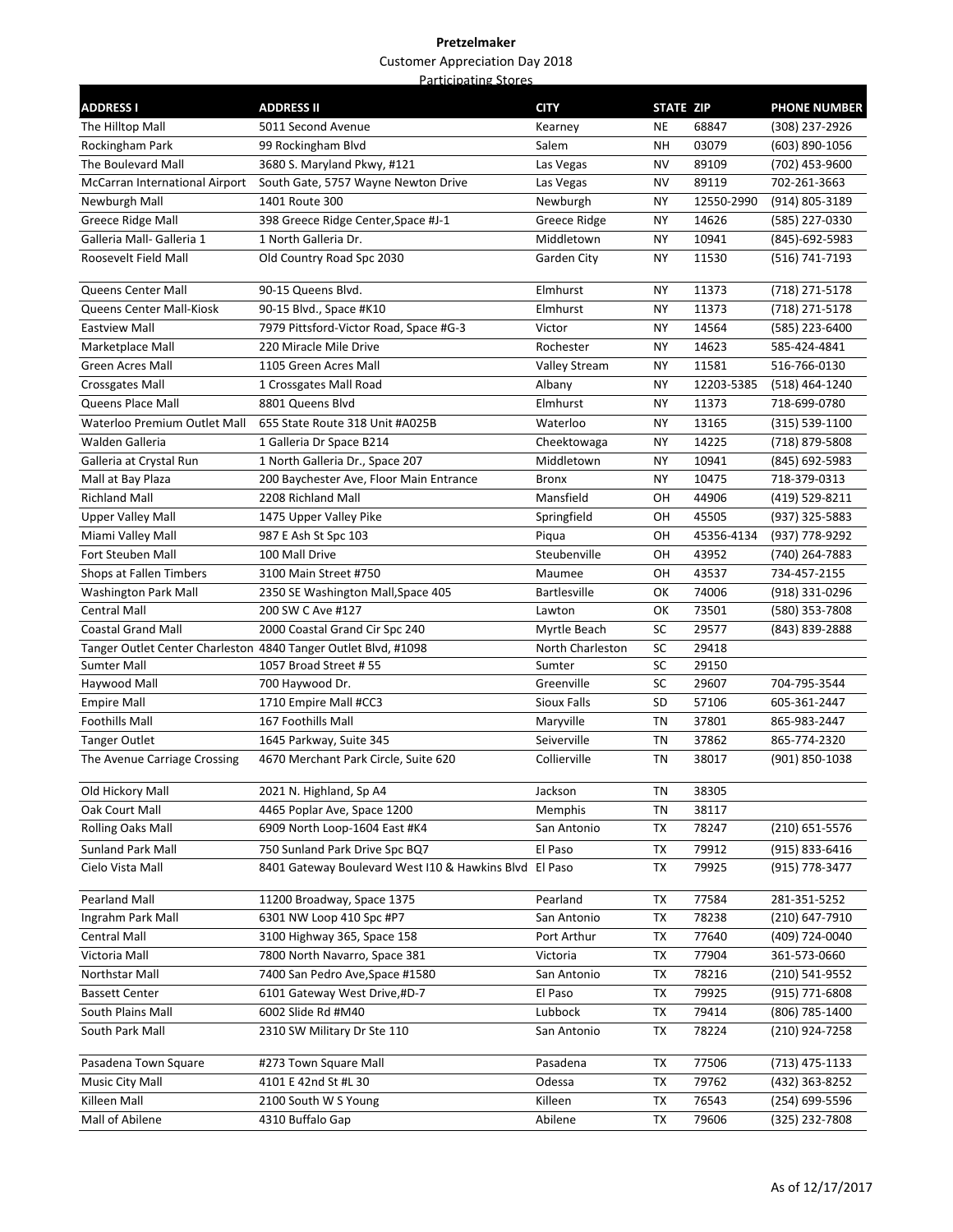**Pretzelmaker**

Customer Appreciation Day 2018

Participating Stores

| ADDRESS I | ADDRESS II | CITY | STATE | ZIP | PHONE NUMBER |
|---|---|---|---|---|---|
| The Hilltop Mall | 5011 Second Avenue | Kearney | NE | 68847 | (308) 237-2926 |
| Rockingham Park | 99 Rockingham Blvd | Salem | NH | 03079 | (603) 890-1056 |
| The Boulevard Mall | 3680 S. Maryland Pkwy, #121 | Las Vegas | NV | 89109 | (702) 453-9600 |
| McCarran International Airport | South Gate, 5757 Wayne Newton Drive | Las Vegas | NV | 89119 | 702-261-3663 |
| Newburgh Mall | 1401 Route 300 | Newburgh | NY | 12550-2990 | (914) 805-3189 |
| Greece Ridge Mall | 398 Greece Ridge Center,Space #J-1 | Greece Ridge | NY | 14626 | (585) 227-0330 |
| Galleria Mall- Galleria 1 | 1 North Galleria Dr. | Middletown | NY | 10941 | (845)-692-5983 |
| Roosevelt Field Mall | Old Country Road Spc 2030 | Garden City | NY | 11530 | (516) 741-7193 |
| Queens Center Mall | 90-15 Queens Blvd. | Elmhurst | NY | 11373 | (718) 271-5178 |
| Queens Center Mall-Kiosk | 90-15 Blvd., Space #K10 | Elmhurst | NY | 11373 | (718) 271-5178 |
| Eastview Mall | 7979 Pittsford-Victor Road, Space #G-3 | Victor | NY | 14564 | (585) 223-6400 |
| Marketplace Mall | 220 Miracle Mile Drive | Rochester | NY | 14623 | 585-424-4841 |
| Green Acres Mall | 1105 Green Acres Mall | Valley Stream | NY | 11581 | 516-766-0130 |
| Crossgates Mall | 1 Crossgates Mall Road | Albany | NY | 12203-5385 | (518) 464-1240 |
| Queens Place Mall | 8801 Queens Blvd | Elmhurst | NY | 11373 | 718-699-0780 |
| Waterloo Premium Outlet Mall | 655 State Route 318 Unit #A025B | Waterloo | NY | 13165 | (315) 539-1100 |
| Walden Galleria | 1 Galleria Dr Space B214 | Cheektowaga | NY | 14225 | (718) 879-5808 |
| Galleria at Crystal Run | 1 North Galleria Dr., Space 207 | Middletown | NY | 10941 | (845) 692-5983 |
| Mall at Bay Plaza | 200 Baychester Ave, Floor Main Entrance | Bronx | NY | 10475 | 718-379-0313 |
| Richland Mall | 2208 Richland Mall | Mansfield | OH | 44906 | (419) 529-8211 |
| Upper Valley Mall | 1475 Upper Valley Pike | Springfield | OH | 45505 | (937) 325-5883 |
| Miami Valley Mall | 987 E Ash St Spc 103 | Piqua | OH | 45356-4134 | (937) 778-9292 |
| Fort Steuben Mall | 100 Mall Drive | Steubenville | OH | 43952 | (740) 264-7883 |
| Shops at Fallen Timbers | 3100 Main Street #750 | Maumee | OH | 43537 | 734-457-2155 |
| Washington Park Mall | 2350 SE Washington Mall,Space 405 | Bartlesville | OK | 74006 | (918) 331-0296 |
| Central Mall | 200 SW C Ave #127 | Lawton | OK | 73501 | (580) 353-7808 |
| Coastal Grand Mall | 2000 Coastal Grand Cir Spc 240 | Myrtle Beach | SC | 29577 | (843) 839-2888 |
| Tanger Outlet Center Charleston | 4840 Tanger Outlet Blvd, #1098 | North Charleston | SC | 29418 | |
| Sumter Mall | 1057 Broad Street # 55 | Sumter | SC | 29150 | |
| Haywood Mall | 700 Haywood Dr. | Greenville | SC | 29607 | 704-795-3544 |
| Empire Mall | 1710 Empire Mall #CC3 | Sioux Falls | SD | 57106 | 605-361-2447 |
| Foothills Mall | 167 Foothills Mall | Maryville | TN | 37801 | 865-983-2447 |
| Tanger Outlet | 1645 Parkway, Suite 345 | Seiverville | TN | 37862 | 865-774-2320 |
| The Avenue Carriage Crossing | 4670 Merchant Park Circle, Suite 620 | Collierville | TN | 38017 | (901) 850-1038 |
| Old Hickory Mall | 2021 N. Highland, Sp A4 | Jackson | TN | 38305 | |
| Oak Court Mall | 4465 Poplar Ave, Space 1200 | Memphis | TN | 38117 | |
| Rolling Oaks Mall | 6909 North Loop-1604 East #K4 | San Antonio | TX | 78247 | (210) 651-5576 |
| Sunland Park Mall | 750 Sunland Park Drive Spc BQ7 | El Paso | TX | 79912 | (915) 833-6416 |
| Cielo Vista Mall | 8401 Gateway Boulevard West I10 & Hawkins Blvd | El Paso | TX | 79925 | (915) 778-3477 |
| Pearland Mall | 11200 Broadway, Space 1375 | Pearland | TX | 77584 | 281-351-5252 |
| Ingrahm Park Mall | 6301 NW Loop 410 Spc #P7 | San Antonio | TX | 78238 | (210) 647-7910 |
| Central Mall | 3100 Highway 365, Space 158 | Port Arthur | TX | 77640 | (409) 724-0040 |
| Victoria Mall | 7800 North Navarro, Space 381 | Victoria | TX | 77904 | 361-573-0660 |
| Northstar Mall | 7400 San Pedro Ave,Space #1580 | San Antonio | TX | 78216 | (210) 541-9552 |
| Bassett Center | 6101 Gateway West Drive,#D-7 | El Paso | TX | 79925 | (915) 771-6808 |
| South Plains Mall | 6002 Slide Rd #M40 | Lubbock | TX | 79414 | (806) 785-1400 |
| South Park Mall | 2310 SW Military Dr Ste 110 | San Antonio | TX | 78224 | (210) 924-7258 |
| Pasadena Town Square | #273 Town Square Mall | Pasadena | TX | 77506 | (713) 475-1133 |
| Music City Mall | 4101 E 42nd St #L 30 | Odessa | TX | 79762 | (432) 363-8252 |
| Killeen Mall | 2100 South W S Young | Killeen | TX | 76543 | (254) 699-5596 |
| Mall of Abilene | 4310 Buffalo Gap | Abilene | TX | 79606 | (325) 232-7808 |

As of 12/17/2017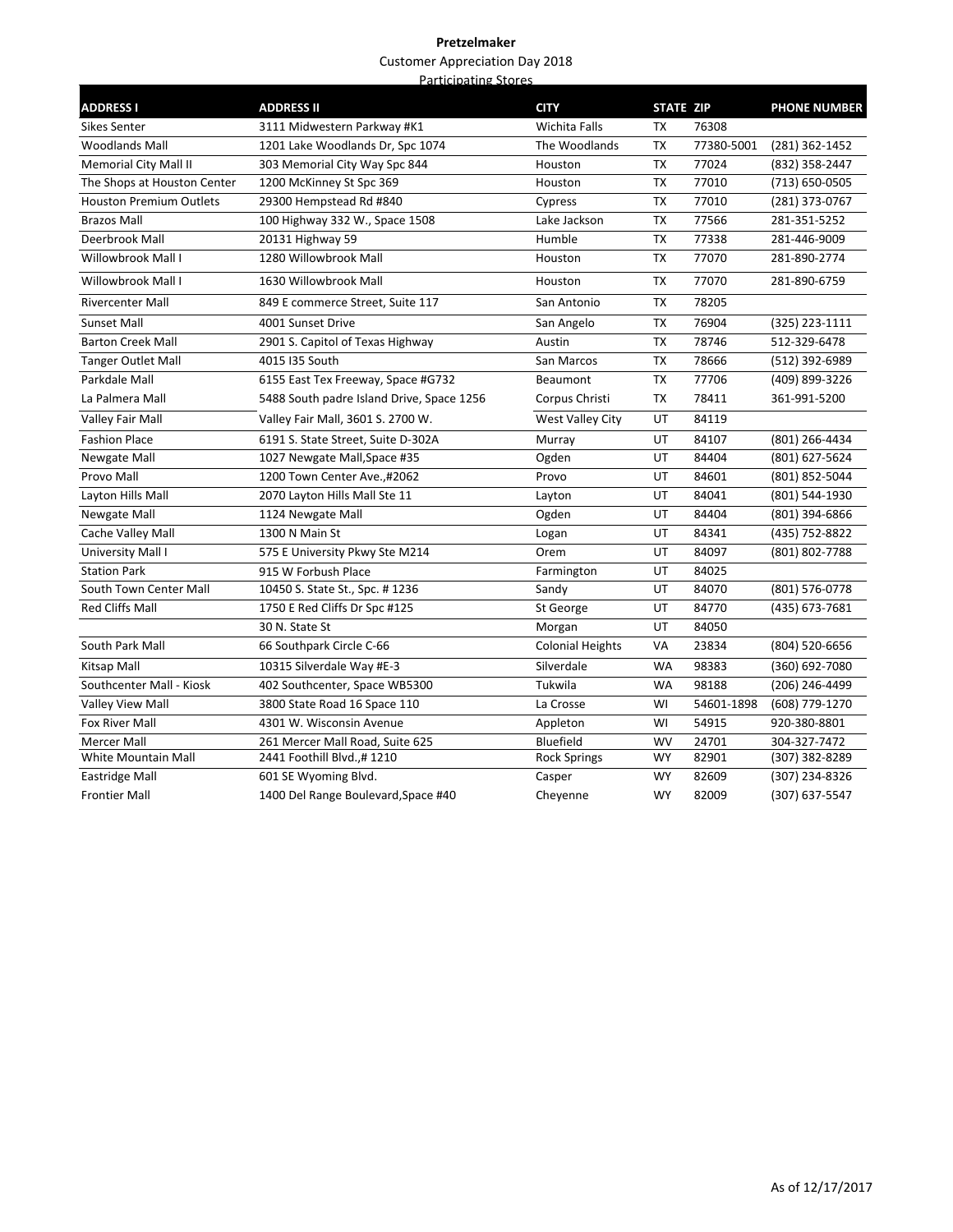**Pretzelmaker**

Customer Appreciation Day 2018

Participating Stores

| ADDRESS I | ADDRESS II | CITY | STATE | ZIP | PHONE NUMBER |
|---|---|---|---|---|---|
| Sikes Senter | 3111 Midwestern Parkway #K1 | Wichita Falls | TX | 76308 | |
| Woodlands Mall | 1201 Lake Woodlands Dr, Spc 1074 | The Woodlands | TX | 77380-5001 | (281) 362-1452 |
| Memorial City Mall II | 303 Memorial City Way Spc 844 | Houston | TX | 77024 | (832) 358-2447 |
| The Shops at Houston Center | 1200 McKinney St Spc 369 | Houston | TX | 77010 | (713) 650-0505 |
| Houston Premium Outlets | 29300 Hempstead Rd #840 | Cypress | TX | 77010 | (281) 373-0767 |
| Brazos Mall | 100 Highway 332 W., Space 1508 | Lake Jackson | TX | 77566 | 281-351-5252 |
| Deerbrook Mall | 20131 Highway 59 | Humble | TX | 77338 | 281-446-9009 |
| Willowbrook Mall I | 1280 Willowbrook Mall | Houston | TX | 77070 | 281-890-2774 |
| Willowbrook Mall I | 1630 Willowbrook Mall | Houston | TX | 77070 | 281-890-6759 |
| Rivercenter Mall | 849 E commerce Street, Suite 117 | San Antonio | TX | 78205 | |
| Sunset Mall | 4001 Sunset Drive | San Angelo | TX | 76904 | (325) 223-1111 |
| Barton Creek Mall | 2901 S. Capitol of Texas Highway | Austin | TX | 78746 | 512-329-6478 |
| Tanger Outlet Mall | 4015 I35 South | San Marcos | TX | 78666 | (512) 392-6989 |
| Parkdale Mall | 6155 East Tex Freeway, Space #G732 | Beaumont | TX | 77706 | (409) 899-3226 |
| La Palmera Mall | 5488 South padre Island Drive, Space 1256 | Corpus Christi | TX | 78411 | 361-991-5200 |
| Valley Fair Mall | Valley Fair Mall, 3601 S. 2700 W. | West Valley City | UT | 84119 | |
| Fashion Place | 6191 S. State Street, Suite D-302A | Murray | UT | 84107 | (801) 266-4434 |
| Newgate Mall | 1027 Newgate Mall,Space #35 | Ogden | UT | 84404 | (801) 627-5624 |
| Provo Mall | 1200 Town Center Ave.,#2062 | Provo | UT | 84601 | (801) 852-5044 |
| Layton Hills Mall | 2070 Layton Hills Mall Ste 11 | Layton | UT | 84041 | (801) 544-1930 |
| Newgate Mall | 1124 Newgate Mall | Ogden | UT | 84404 | (801) 394-6866 |
| Cache Valley Mall | 1300 N Main St | Logan | UT | 84341 | (435) 752-8822 |
| University Mall I | 575 E University Pkwy Ste M214 | Orem | UT | 84097 | (801) 802-7788 |
| Station Park | 915 W Forbush Place | Farmington | UT | 84025 | |
| South Town Center Mall | 10450 S. State St., Spc. # 1236 | Sandy | UT | 84070 | (801) 576-0778 |
| Red Cliffs Mall | 1750 E Red Cliffs Dr Spc #125 | St George | UT | 84770 | (435) 673-7681 |
| | 30 N. State St | Morgan | UT | 84050 | |
| South Park Mall | 66 Southpark Circle C-66 | Colonial Heights | VA | 23834 | (804) 520-6656 |
| Kitsap Mall | 10315 Silverdale Way #E-3 | Silverdale | WA | 98383 | (360) 692-7080 |
| Southcenter Mall - Kiosk | 402 Southcenter, Space WB5300 | Tukwila | WA | 98188 | (206) 246-4499 |
| Valley View Mall | 3800 State Road 16 Space 110 | La Crosse | WI | 54601-1898 | (608) 779-1270 |
| Fox River Mall | 4301 W. Wisconsin Avenue | Appleton | WI | 54915 | 920-380-8801 |
| Mercer Mall | 261 Mercer Mall Road, Suite 625 | Bluefield | WV | 24701 | 304-327-7472 |
| White Mountain Mall | 2441 Foothill Blvd.,# 1210 | Rock Springs | WY | 82901 | (307) 382-8289 |
| Eastridge Mall | 601 SE Wyoming Blvd. | Casper | WY | 82609 | (307) 234-8326 |
| Frontier Mall | 1400 Del Range Boulevard,Space #40 | Cheyenne | WY | 82009 | (307) 637-5547 |

As of 12/17/2017